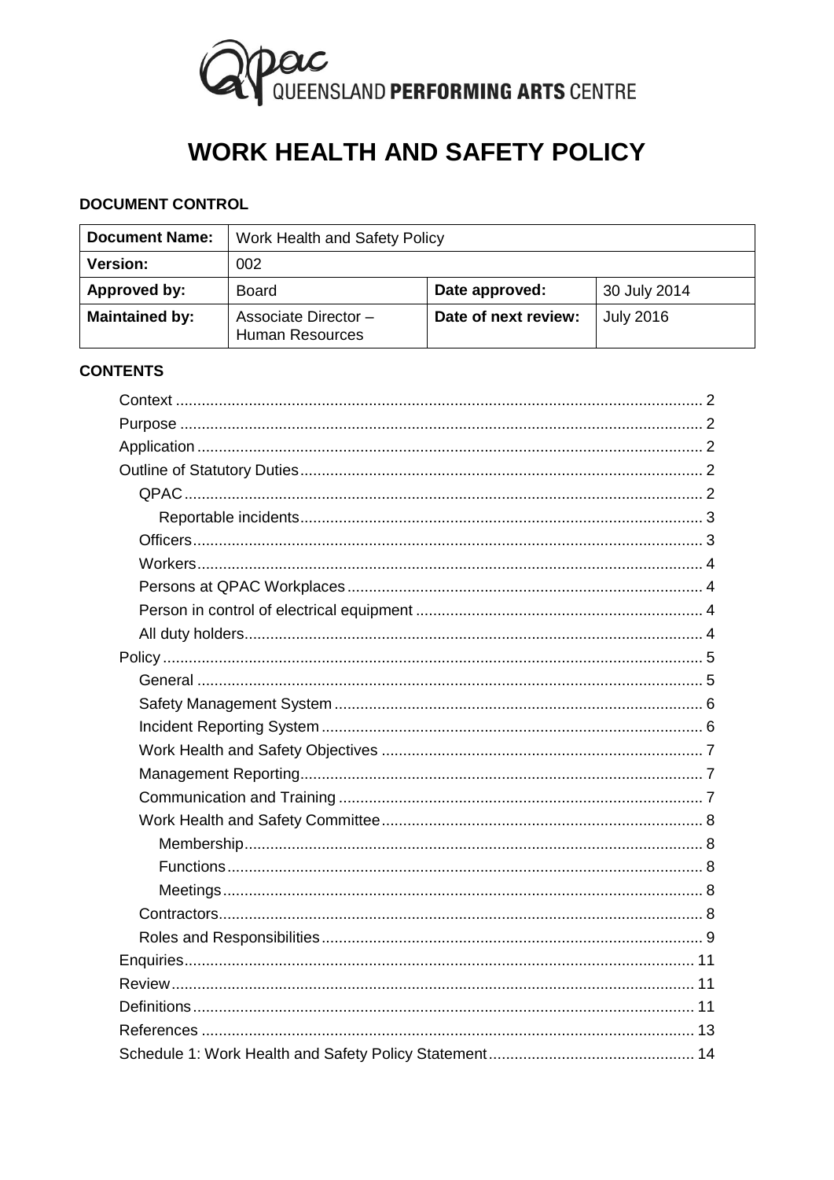QUEENSLAND **PERFORMING ARTS** CENTRE

# WORK HEALTH AND SAFETY POLICY

**DOCUMENT CONTROL**

| **Document Name:** | Work Health and Safety Policy | | |
|---|---|---|---|
| **Version:** | 002 | | |
| **Approved by:** | Board | **Date approved:** | 30 July 2014 |
| **Maintained by:** | Associate Director – Human Resources | **Date of next review:** | July 2016 |

**CONTENTS**

- Context ........ 2
- Purpose ........ 2
- Application ........ 2
- Outline of Statutory Duties ........ 2
  - QPAC ........ 2
    - Reportable incidents ........ 3
  - Officers ........ 3
  - Workers ........ 4
  - Persons at QPAC Workplaces ........ 4
  - Person in control of electrical equipment ........ 4
  - All duty holders ........ 4
- Policy ........ 5
  - General ........ 5
  - Safety Management System ........ 6
  - Incident Reporting System ........ 6
  - Work Health and Safety Objectives ........ 7
  - Management Reporting ........ 7
  - Communication and Training ........ 7
  - Work Health and Safety Committee ........ 8
    - Membership ........ 8
    - Functions ........ 8
    - Meetings ........ 8
  - Contractors ........ 8
  - Roles and Responsibilities ........ 9
- Enquiries ........ 11
- Review ........ 11
- Definitions ........ 11
- References ........ 13
- Schedule 1: Work Health and Safety Policy Statement ........ 14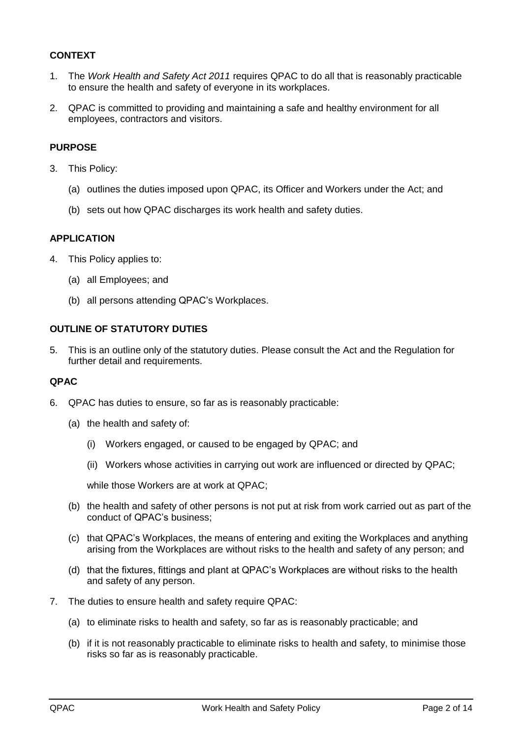## CONTEXT

1. The *Work Health and Safety Act 2011* requires QPAC to do all that is reasonably practicable to ensure the health and safety of everyone in its workplaces.

2. QPAC is committed to providing and maintaining a safe and healthy environment for all employees, contractors and visitors.

## PURPOSE

3. This Policy:

   (a) outlines the duties imposed upon QPAC, its Officer and Workers under the Act; and

   (b) sets out how QPAC discharges its work health and safety duties.

## APPLICATION

4. This Policy applies to:

   (a) all Employees; and

   (b) all persons attending QPAC's Workplaces.

## OUTLINE OF STATUTORY DUTIES

5. This is an outline only of the statutory duties. Please consult the Act and the Regulation for further detail and requirements.

## QPAC

6. QPAC has duties to ensure, so far as is reasonably practicable:

   (a) the health and safety of:

      (i) Workers engaged, or caused to be engaged by QPAC; and

      (ii) Workers whose activities in carrying out work are influenced or directed by QPAC;

   while those Workers are at work at QPAC;

   (b) the health and safety of other persons is not put at risk from work carried out as part of the conduct of QPAC's business;

   (c) that QPAC's Workplaces, the means of entering and exiting the Workplaces and anything arising from the Workplaces are without risks to the health and safety of any person; and

   (d) that the fixtures, fittings and plant at QPAC's Workplaces are without risks to the health and safety of any person.

7. The duties to ensure health and safety require QPAC:

   (a) to eliminate risks to health and safety, so far as is reasonably practicable; and

   (b) if it is not reasonably practicable to eliminate risks to health and safety, to minimise those risks so far as is reasonably practicable.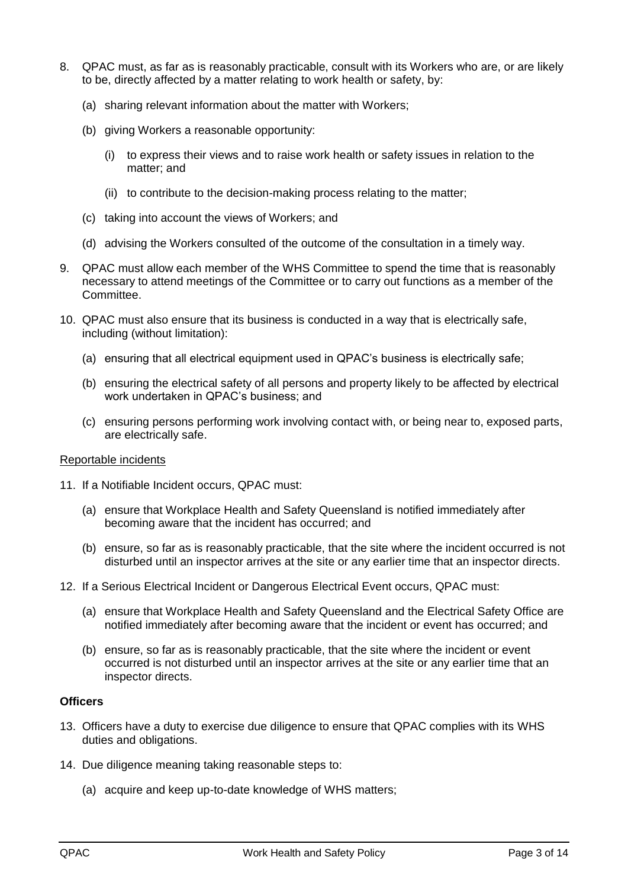8. QPAC must, as far as is reasonably practicable, consult with its Workers who are, or are likely to be, directly affected by a matter relating to work health or safety, by:

   (a) sharing relevant information about the matter with Workers;

   (b) giving Workers a reasonable opportunity:

      (i) to express their views and to raise work health or safety issues in relation to the matter; and

      (ii) to contribute to the decision-making process relating to the matter;

   (c) taking into account the views of Workers; and

   (d) advising the Workers consulted of the outcome of the consultation in a timely way.

9. QPAC must allow each member of the WHS Committee to spend the time that is reasonably necessary to attend meetings of the Committee or to carry out functions as a member of the Committee.

10. QPAC must also ensure that its business is conducted in a way that is electrically safe, including (without limitation):

    (a) ensuring that all electrical equipment used in QPAC's business is electrically safe;

    (b) ensuring the electrical safety of all persons and property likely to be affected by electrical work undertaken in QPAC's business; and

    (c) ensuring persons performing work involving contact with, or being near to, exposed parts, are electrically safe.

<u>Reportable incidents</u>

11. If a Notifiable Incident occurs, QPAC must:

    (a) ensure that Workplace Health and Safety Queensland is notified immediately after becoming aware that the incident has occurred; and

    (b) ensure, so far as is reasonably practicable, that the site where the incident occurred is not disturbed until an inspector arrives at the site or any earlier time that an inspector directs.

12. If a Serious Electrical Incident or Dangerous Electrical Event occurs, QPAC must:

    (a) ensure that Workplace Health and Safety Queensland and the Electrical Safety Office are notified immediately after becoming aware that the incident or event has occurred; and

    (b) ensure, so far as is reasonably practicable, that the site where the incident or event occurred is not disturbed until an inspector arrives at the site or any earlier time that an inspector directs.

**Officers**

13. Officers have a duty to exercise due diligence to ensure that QPAC complies with its WHS duties and obligations.

14. Due diligence meaning taking reasonable steps to:

    (a) acquire and keep up-to-date knowledge of WHS matters;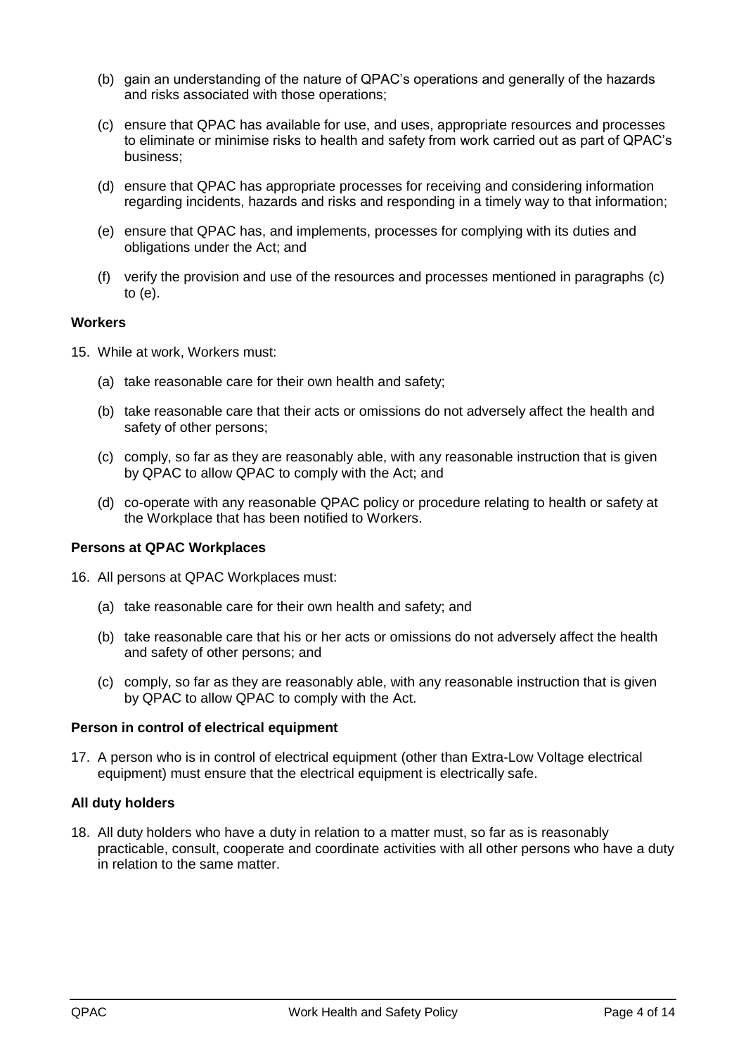(b) gain an understanding of the nature of QPAC's operations and generally of the hazards and risks associated with those operations;

(c) ensure that QPAC has available for use, and uses, appropriate resources and processes to eliminate or minimise risks to health and safety from work carried out as part of QPAC's business;

(d) ensure that QPAC has appropriate processes for receiving and considering information regarding incidents, hazards and risks and responding in a timely way to that information;

(e) ensure that QPAC has, and implements, processes for complying with its duties and obligations under the Act; and

(f) verify the provision and use of the resources and processes mentioned in paragraphs (c) to (e).

### Workers

15. While at work, Workers must:

    (a) take reasonable care for their own health and safety;

    (b) take reasonable care that their acts or omissions do not adversely affect the health and safety of other persons;

    (c) comply, so far as they are reasonably able, with any reasonable instruction that is given by QPAC to allow QPAC to comply with the Act; and

    (d) co-operate with any reasonable QPAC policy or procedure relating to health or safety at the Workplace that has been notified to Workers.

### Persons at QPAC Workplaces

16. All persons at QPAC Workplaces must:

    (a) take reasonable care for their own health and safety; and

    (b) take reasonable care that his or her acts or omissions do not adversely affect the health and safety of other persons; and

    (c) comply, so far as they are reasonably able, with any reasonable instruction that is given by QPAC to allow QPAC to comply with the Act.

### Person in control of electrical equipment

17. A person who is in control of electrical equipment (other than Extra-Low Voltage electrical equipment) must ensure that the electrical equipment is electrically safe.

### All duty holders

18. All duty holders who have a duty in relation to a matter must, so far as is reasonably practicable, consult, cooperate and coordinate activities with all other persons who have a duty in relation to the same matter.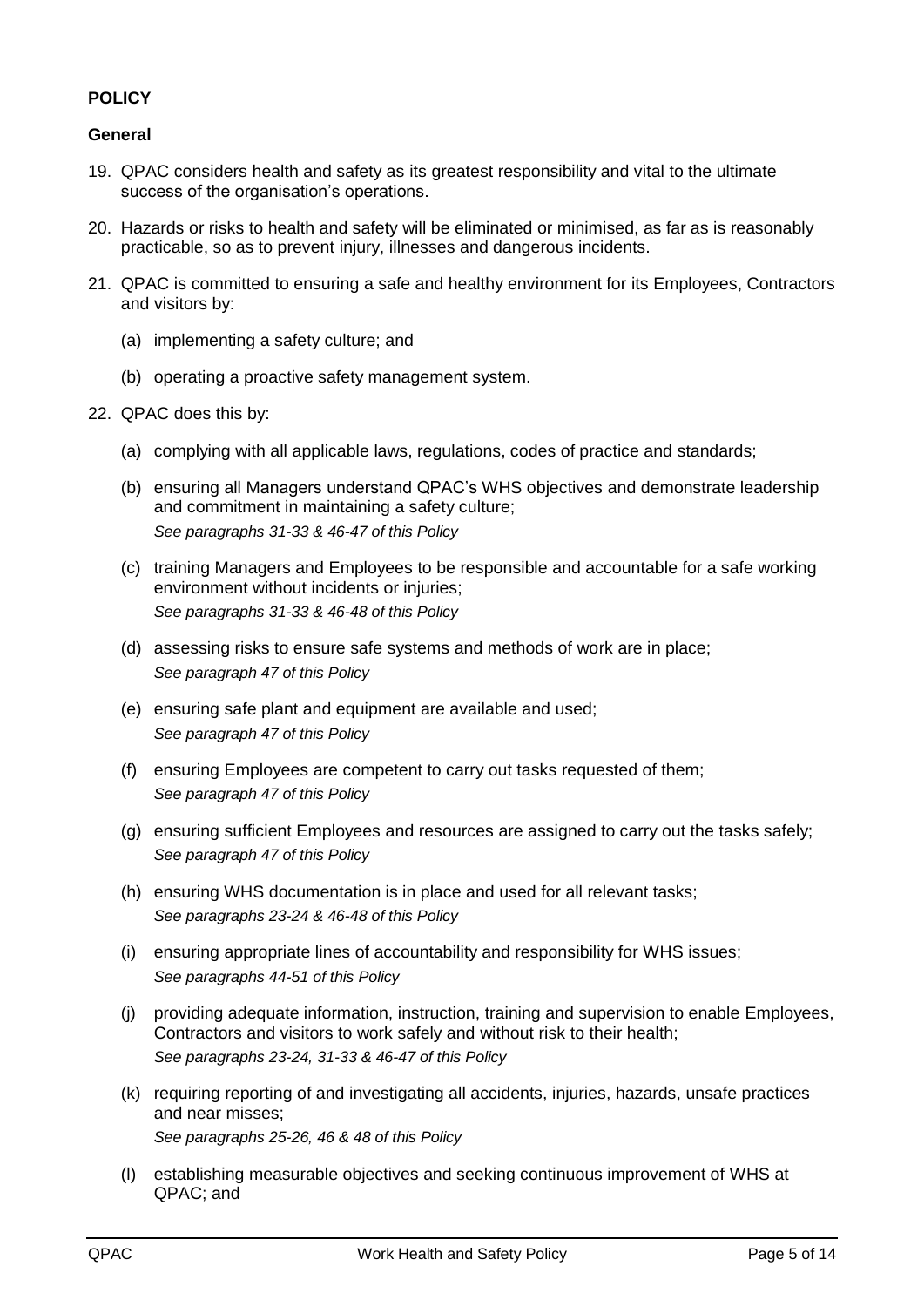## POLICY

### General

19. QPAC considers health and safety as its greatest responsibility and vital to the ultimate success of the organisation's operations.

20. Hazards or risks to health and safety will be eliminated or minimised, as far as is reasonably practicable, so as to prevent injury, illnesses and dangerous incidents.

21. QPAC is committed to ensuring a safe and healthy environment for its Employees, Contractors and visitors by:

    (a) implementing a safety culture; and

    (b) operating a proactive safety management system.

22. QPAC does this by:

    (a) complying with all applicable laws, regulations, codes of practice and standards;

    (b) ensuring all Managers understand QPAC's WHS objectives and demonstrate leadership and commitment in maintaining a safety culture;
    *See paragraphs 31-33 & 46-47 of this Policy*

    (c) training Managers and Employees to be responsible and accountable for a safe working environment without incidents or injuries;
    *See paragraphs 31-33 & 46-48 of this Policy*

    (d) assessing risks to ensure safe systems and methods of work are in place;
    *See paragraph 47 of this Policy*

    (e) ensuring safe plant and equipment are available and used;
    *See paragraph 47 of this Policy*

    (f) ensuring Employees are competent to carry out tasks requested of them;
    *See paragraph 47 of this Policy*

    (g) ensuring sufficient Employees and resources are assigned to carry out the tasks safely;
    *See paragraph 47 of this Policy*

    (h) ensuring WHS documentation is in place and used for all relevant tasks;
    *See paragraphs 23-24 & 46-48 of this Policy*

    (i) ensuring appropriate lines of accountability and responsibility for WHS issues;
    *See paragraphs 44-51 of this Policy*

    (j) providing adequate information, instruction, training and supervision to enable Employees, Contractors and visitors to work safely and without risk to their health;
    *See paragraphs 23-24, 31-33 & 46-47 of this Policy*

    (k) requiring reporting of and investigating all accidents, injuries, hazards, unsafe practices and near misses;
    *See paragraphs 25-26, 46 & 48 of this Policy*

    (l) establishing measurable objectives and seeking continuous improvement of WHS at QPAC; and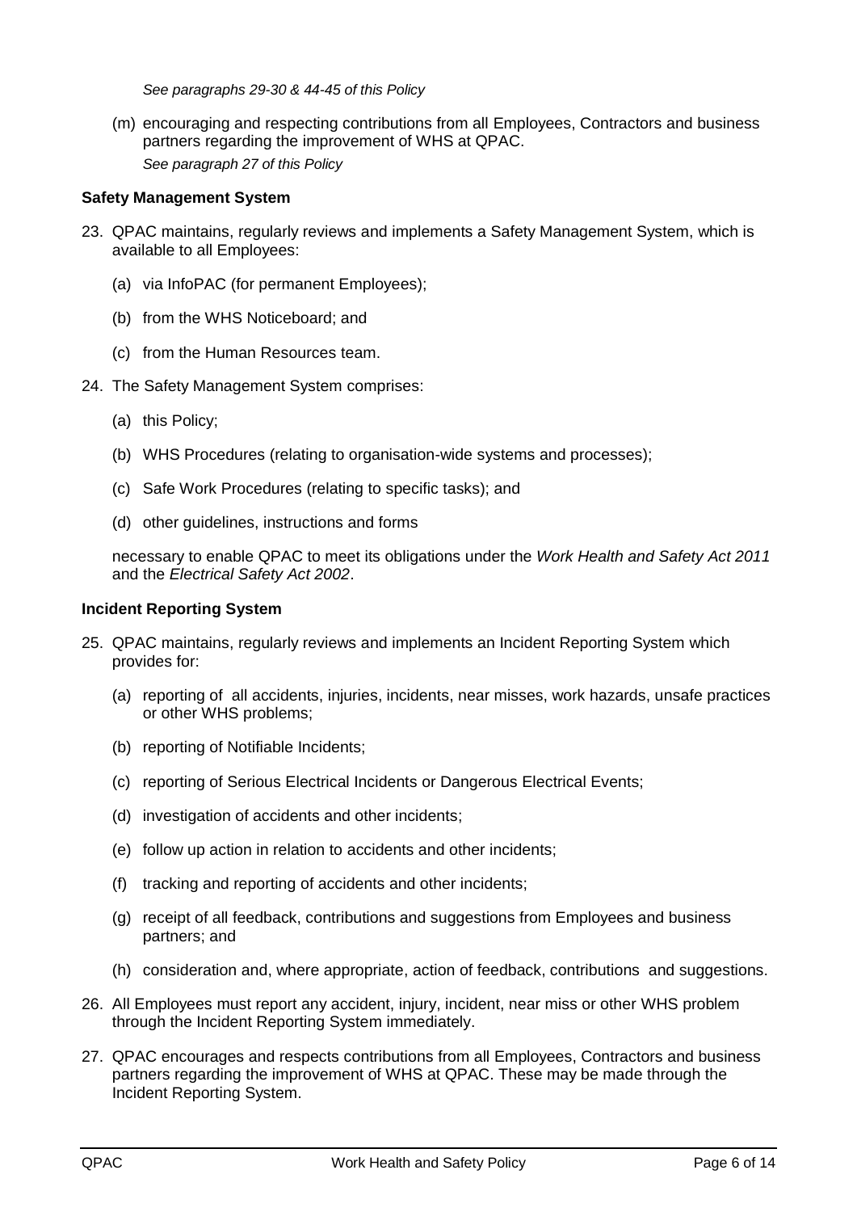*See paragraphs 29-30 & 44-45 of this Policy*

(m) encouraging and respecting contributions from all Employees, Contractors and business partners regarding the improvement of WHS at QPAC.
*See paragraph 27 of this Policy*

**Safety Management System**

23. QPAC maintains, regularly reviews and implements a Safety Management System, which is available to all Employees:

    (a) via InfoPAC (for permanent Employees);

    (b) from the WHS Noticeboard; and

    (c) from the Human Resources team.

24. The Safety Management System comprises:

    (a) this Policy;

    (b) WHS Procedures (relating to organisation-wide systems and processes);

    (c) Safe Work Procedures (relating to specific tasks); and

    (d) other guidelines, instructions and forms

    necessary to enable QPAC to meet its obligations under the *Work Health and Safety Act 2011* and the *Electrical Safety Act 2002*.

**Incident Reporting System**

25. QPAC maintains, regularly reviews and implements an Incident Reporting System which provides for:

    (a) reporting of all accidents, injuries, incidents, near misses, work hazards, unsafe practices or other WHS problems;

    (b) reporting of Notifiable Incidents;

    (c) reporting of Serious Electrical Incidents or Dangerous Electrical Events;

    (d) investigation of accidents and other incidents;

    (e) follow up action in relation to accidents and other incidents;

    (f) tracking and reporting of accidents and other incidents;

    (g) receipt of all feedback, contributions and suggestions from Employees and business partners; and

    (h) consideration and, where appropriate, action of feedback, contributions and suggestions.

26. All Employees must report any accident, injury, incident, near miss or other WHS problem through the Incident Reporting System immediately.

27. QPAC encourages and respects contributions from all Employees, Contractors and business partners regarding the improvement of WHS at QPAC. These may be made through the Incident Reporting System.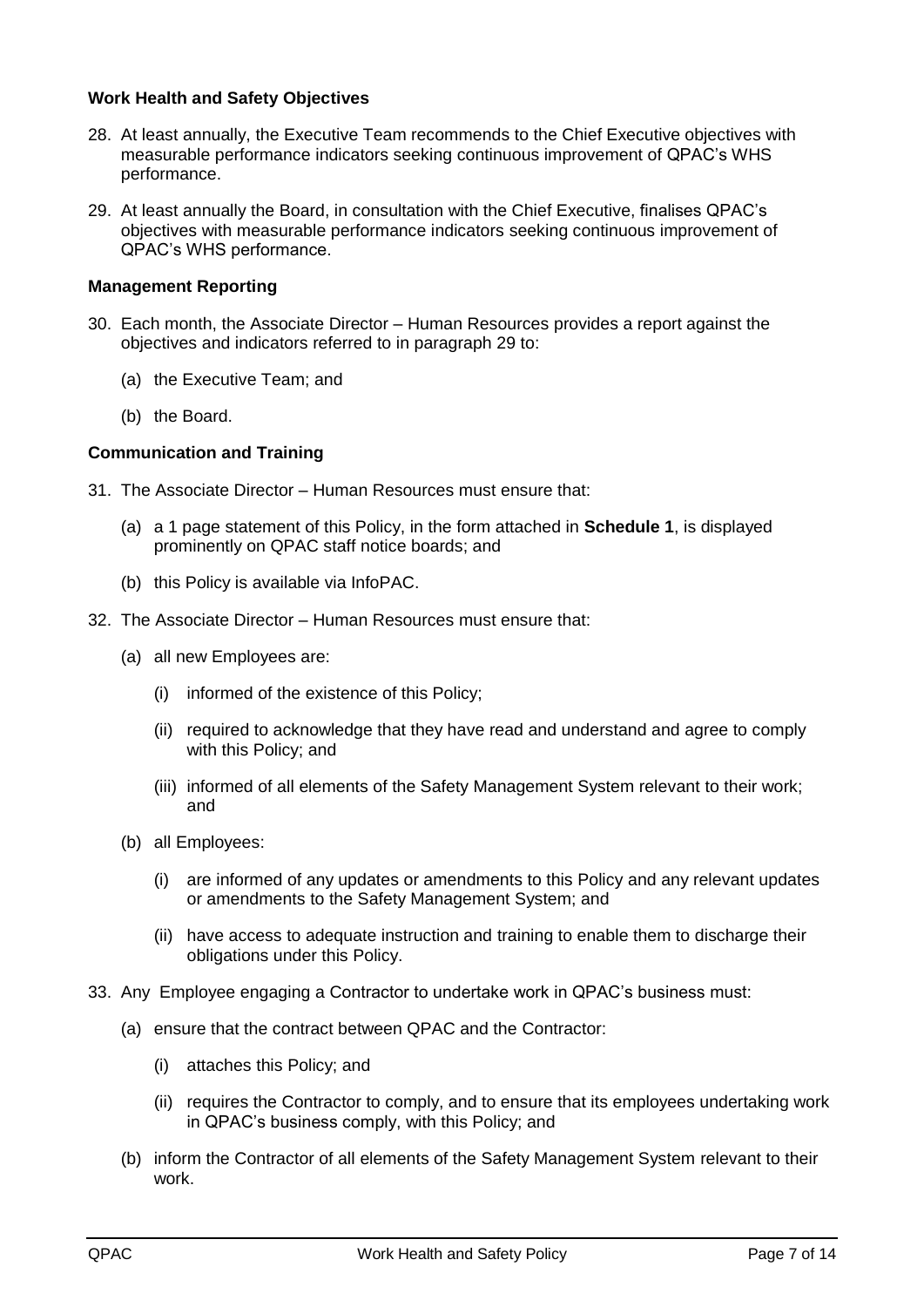### Work Health and Safety Objectives

28. At least annually, the Executive Team recommends to the Chief Executive objectives with measurable performance indicators seeking continuous improvement of QPAC's WHS performance.

29. At least annually the Board, in consultation with the Chief Executive, finalises QPAC's objectives with measurable performance indicators seeking continuous improvement of QPAC's WHS performance.

### Management Reporting

30. Each month, the Associate Director – Human Resources provides a report against the objectives and indicators referred to in paragraph 29 to:

    (a) the Executive Team; and

    (b) the Board.

### Communication and Training

31. The Associate Director – Human Resources must ensure that:

    (a) a 1 page statement of this Policy, in the form attached in **Schedule 1**, is displayed prominently on QPAC staff notice boards; and

    (b) this Policy is available via InfoPAC.

32. The Associate Director – Human Resources must ensure that:

    (a) all new Employees are:

        (i) informed of the existence of this Policy;

        (ii) required to acknowledge that they have read and understand and agree to comply with this Policy; and

        (iii) informed of all elements of the Safety Management System relevant to their work; and

    (b) all Employees:

        (i) are informed of any updates or amendments to this Policy and any relevant updates or amendments to the Safety Management System; and

        (ii) have access to adequate instruction and training to enable them to discharge their obligations under this Policy.

33. Any Employee engaging a Contractor to undertake work in QPAC's business must:

    (a) ensure that the contract between QPAC and the Contractor:

        (i) attaches this Policy; and

        (ii) requires the Contractor to comply, and to ensure that its employees undertaking work in QPAC's business comply, with this Policy; and

    (b) inform the Contractor of all elements of the Safety Management System relevant to their work.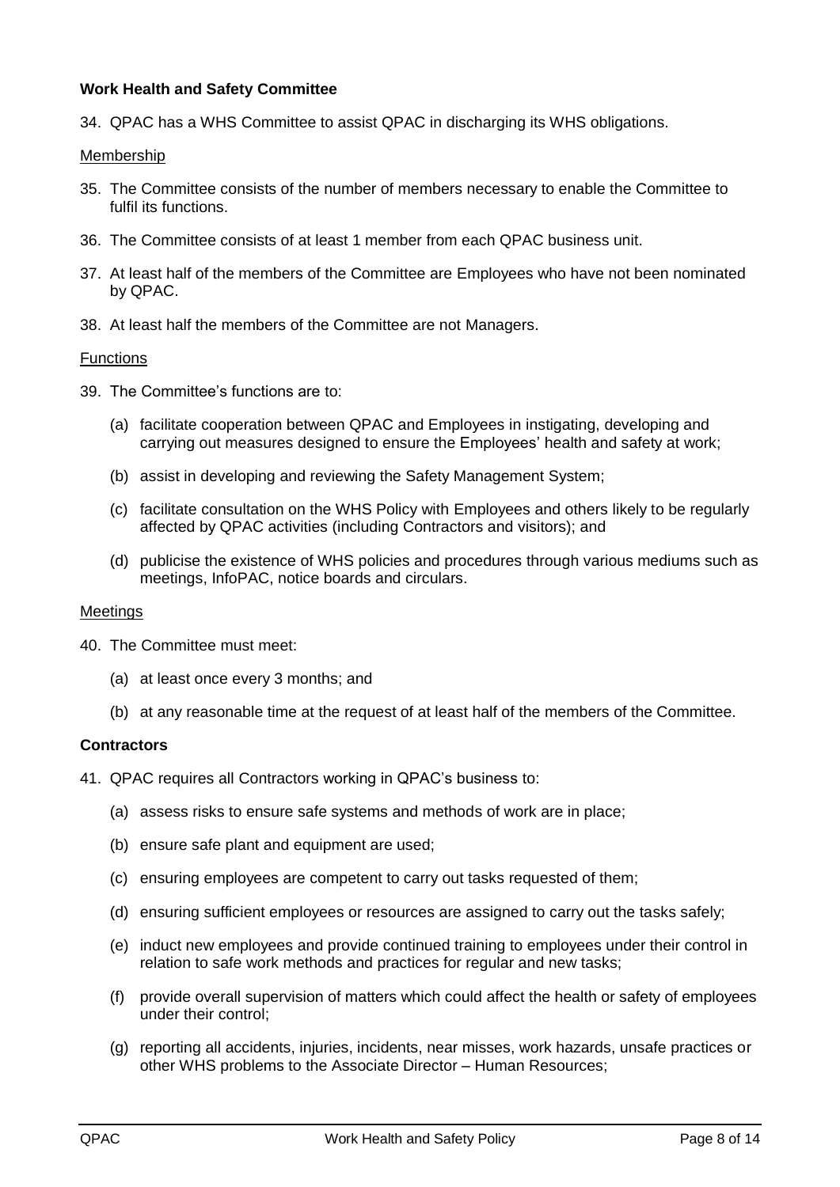**Work Health and Safety Committee**

34. QPAC has a WHS Committee to assist QPAC in discharging its WHS obligations.

Membership

35. The Committee consists of the number of members necessary to enable the Committee to fulfil its functions.
36. The Committee consists of at least 1 member from each QPAC business unit.
37. At least half of the members of the Committee are Employees who have not been nominated by QPAC.
38. At least half the members of the Committee are not Managers.

Functions

39. The Committee's functions are to:
    - (a) facilitate cooperation between QPAC and Employees in instigating, developing and carrying out measures designed to ensure the Employees' health and safety at work;
    - (b) assist in developing and reviewing the Safety Management System;
    - (c) facilitate consultation on the WHS Policy with Employees and others likely to be regularly affected by QPAC activities (including Contractors and visitors); and
    - (d) publicise the existence of WHS policies and procedures through various mediums such as meetings, InfoPAC, notice boards and circulars.

Meetings

40. The Committee must meet:
    - (a) at least once every 3 months; and
    - (b) at any reasonable time at the request of at least half of the members of the Committee.

**Contractors**

41. QPAC requires all Contractors working in QPAC's business to:
    - (a) assess risks to ensure safe systems and methods of work are in place;
    - (b) ensure safe plant and equipment are used;
    - (c) ensuring employees are competent to carry out tasks requested of them;
    - (d) ensuring sufficient employees or resources are assigned to carry out the tasks safely;
    - (e) induct new employees and provide continued training to employees under their control in relation to safe work methods and practices for regular and new tasks;
    - (f) provide overall supervision of matters which could affect the health or safety of employees under their control;
    - (g) reporting all accidents, injuries, incidents, near misses, work hazards, unsafe practices or other WHS problems to the Associate Director – Human Resources;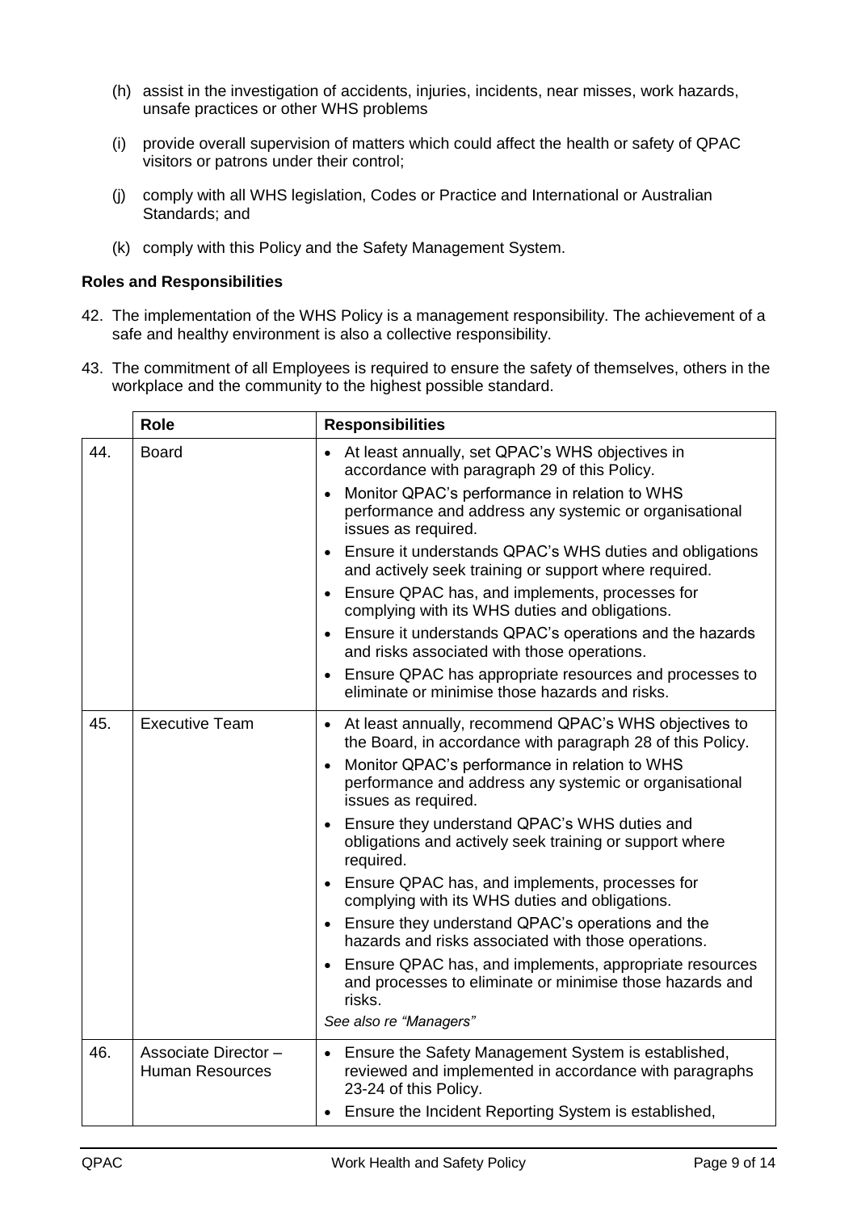(h) assist in the investigation of accidents, injuries, incidents, near misses, work hazards, unsafe practices or other WHS problems

(i) provide overall supervision of matters which could affect the health or safety of QPAC visitors or patrons under their control;

(j) comply with all WHS legislation, Codes or Practice and International or Australian Standards; and

(k) comply with this Policy and the Safety Management System.

**Roles and Responsibilities**

42. The implementation of the WHS Policy is a management responsibility. The achievement of a safe and healthy environment is also a collective responsibility.

43. The commitment of all Employees is required to ensure the safety of themselves, others in the workplace and the community to the highest possible standard.

| | Role | Responsibilities |
|---|---|---|
| 44. | Board | • At least annually, set QPAC's WHS objectives in accordance with paragraph 29 of this Policy.<br>• Monitor QPAC's performance in relation to WHS performance and address any systemic or organisational issues as required.<br>• Ensure it understands QPAC's WHS duties and obligations and actively seek training or support where required.<br>• Ensure QPAC has, and implements, processes for complying with its WHS duties and obligations.<br>• Ensure it understands QPAC's operations and the hazards and risks associated with those operations.<br>• Ensure QPAC has appropriate resources and processes to eliminate or minimise those hazards and risks. |
| 45. | Executive Team | • At least annually, recommend QPAC's WHS objectives to the Board, in accordance with paragraph 28 of this Policy.<br>• Monitor QPAC's performance in relation to WHS performance and address any systemic or organisational issues as required.<br>• Ensure they understand QPAC's WHS duties and obligations and actively seek training or support where required.<br>• Ensure QPAC has, and implements, processes for complying with its WHS duties and obligations.<br>• Ensure they understand QPAC's operations and the hazards and risks associated with those operations.<br>• Ensure QPAC has, and implements, appropriate resources and processes to eliminate or minimise those hazards and risks.<br>*See also re "Managers"* |
| 46. | Associate Director – Human Resources | • Ensure the Safety Management System is established, reviewed and implemented in accordance with paragraphs 23-24 of this Policy.<br>• Ensure the Incident Reporting System is established, |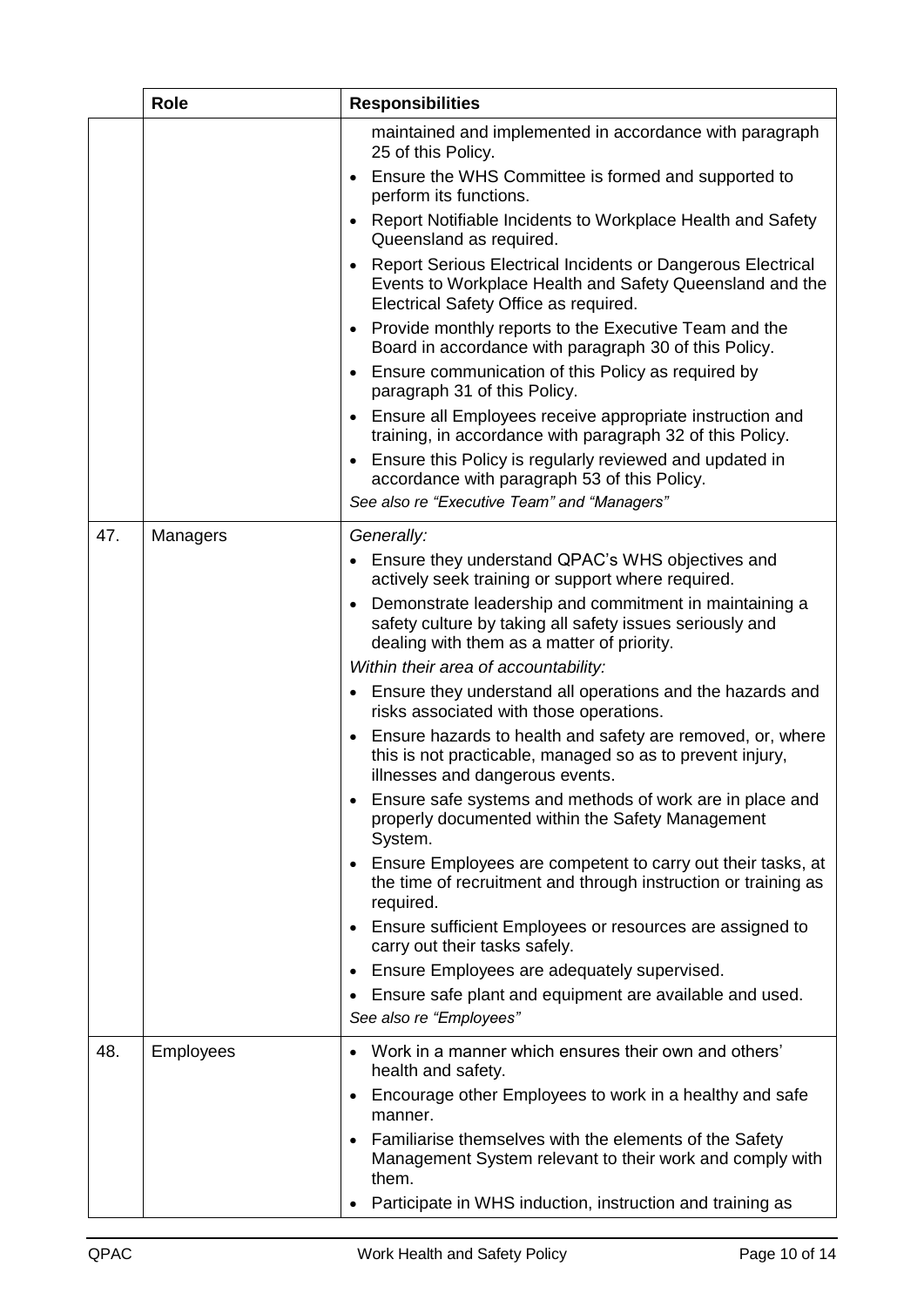| | Role | Responsibilities |
|---|---|---|
| | | maintained and implemented in accordance with paragraph 25 of this Policy.<br>• Ensure the WHS Committee is formed and supported to perform its functions.<br>• Report Notifiable Incidents to Workplace Health and Safety Queensland as required.<br>• Report Serious Electrical Incidents or Dangerous Electrical Events to Workplace Health and Safety Queensland and the Electrical Safety Office as required.<br>• Provide monthly reports to the Executive Team and the Board in accordance with paragraph 30 of this Policy.<br>• Ensure communication of this Policy as required by paragraph 31 of this Policy.<br>• Ensure all Employees receive appropriate instruction and training, in accordance with paragraph 32 of this Policy.<br>• Ensure this Policy is regularly reviewed and updated in accordance with paragraph 53 of this Policy.<br>*See also re "Executive Team" and "Managers"* |
| 47. | Managers | *Generally:*<br>• Ensure they understand QPAC's WHS objectives and actively seek training or support where required.<br>• Demonstrate leadership and commitment in maintaining a safety culture by taking all safety issues seriously and dealing with them as a matter of priority.<br>*Within their area of accountability:*<br>• Ensure they understand all operations and the hazards and risks associated with those operations.<br>• Ensure hazards to health and safety are removed, or, where this is not practicable, managed so as to prevent injury, illnesses and dangerous events.<br>• Ensure safe systems and methods of work are in place and properly documented within the Safety Management System.<br>• Ensure Employees are competent to carry out their tasks, at the time of recruitment and through instruction or training as required.<br>• Ensure sufficient Employees or resources are assigned to carry out their tasks safely.<br>• Ensure Employees are adequately supervised.<br>• Ensure safe plant and equipment are available and used.<br>*See also re "Employees"* |
| 48. | Employees | • Work in a manner which ensures their own and others' health and safety.<br>• Encourage other Employees to work in a healthy and safe manner.<br>• Familiarise themselves with the elements of the Safety Management System relevant to their work and comply with them.<br>• Participate in WHS induction, instruction and training as |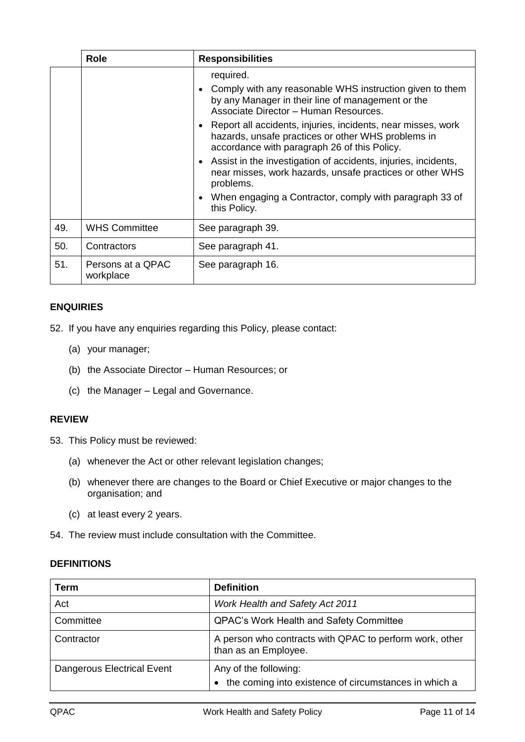| | Role | Responsibilities |
|---|---|---|
| | | required.<br>• Comply with any reasonable WHS instruction given to them by any Manager in their line of management or the Associate Director – Human Resources.<br>• Report all accidents, injuries, incidents, near misses, work hazards, unsafe practices or other WHS problems in accordance with paragraph 26 of this Policy.<br>• Assist in the investigation of accidents, injuries, incidents, near misses, work hazards, unsafe practices or other WHS problems.<br>• When engaging a Contractor, comply with paragraph 33 of this Policy. |
| 49. | WHS Committee | See paragraph 39. |
| 50. | Contractors | See paragraph 41. |
| 51. | Persons at a QPAC workplace | See paragraph 16. |

## ENQUIRIES

52. If you have any enquiries regarding this Policy, please contact:

    (a) your manager;

    (b) the Associate Director – Human Resources; or

    (c) the Manager – Legal and Governance.

## REVIEW

53. This Policy must be reviewed:

    (a) whenever the Act or other relevant legislation changes;

    (b) whenever there are changes to the Board or Chief Executive or major changes to the organisation; and

    (c) at least every 2 years.

54. The review must include consultation with the Committee.

## DEFINITIONS

| Term | Definition |
|---|---|
| Act | *Work Health and Safety Act 2011* |
| Committee | QPAC's Work Health and Safety Committee |
| Contractor | A person who contracts with QPAC to perform work, other than as an Employee. |
| Dangerous Electrical Event | Any of the following:<br>• the coming into existence of circumstances in which a |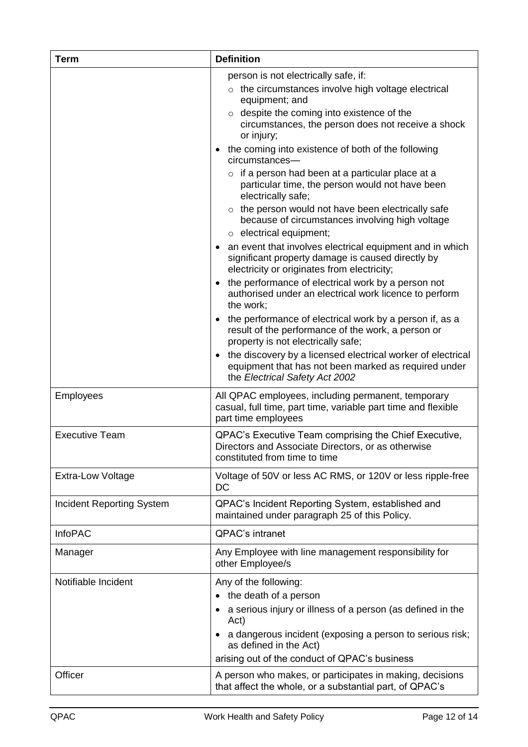| Term | Definition |
| --- | --- |
| | person is not electrically safe, if:<br>○ the circumstances involve high voltage electrical equipment; and<br>○ despite the coming into existence of the circumstances, the person does not receive a shock or injury;<br>• the coming into existence of both of the following circumstances—<br>○ if a person had been at a particular place at a particular time, the person would not have been electrically safe;<br>○ the person would not have been electrically safe because of circumstances involving high voltage<br>○ electrical equipment;<br>• an event that involves electrical equipment and in which significant property damage is caused directly by electricity or originates from electricity;<br>• the performance of electrical work by a person not authorised under an electrical work licence to perform the work;<br>• the performance of electrical work by a person if, as a result of the performance of the work, a person or property is not electrically safe;<br>• the discovery by a licensed electrical worker of electrical equipment that has not been marked as required under the *Electrical Safety Act 2002* |
| Employees | All QPAC employees, including permanent, temporary casual, full time, part time, variable part time and flexible part time employees |
| Executive Team | QPAC's Executive Team comprising the Chief Executive, Directors and Associate Directors, or as otherwise constituted from time to time |
| Extra-Low Voltage | Voltage of 50V or less AC RMS, or 120V or less ripple-free DC |
| Incident Reporting System | QPAC's Incident Reporting System, established and maintained under paragraph 25 of this Policy. |
| InfoPAC | QPAC's intranet |
| Manager | Any Employee with line management responsibility for other Employee/s |
| Notifiable Incident | Any of the following:<br>• the death of a person<br>• a serious injury or illness of a person (as defined in the Act)<br>• a dangerous incident (exposing a person to serious risk; as defined in the Act)<br>arising out of the conduct of QPAC's business |
| Officer | A person who makes, or participates in making, decisions that affect the whole, or a substantial part, of QPAC's |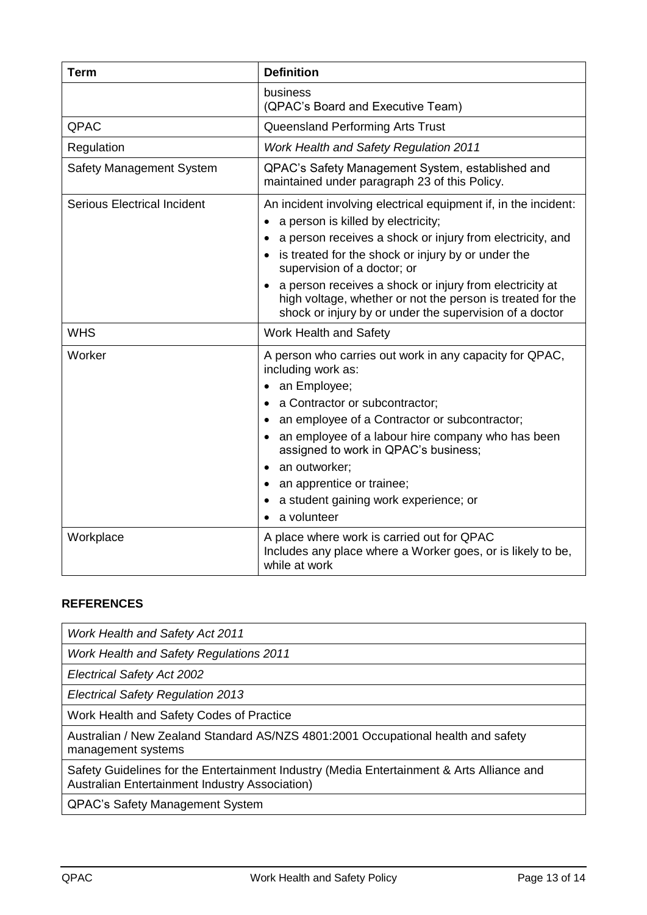| Term | Definition |
|---|---|
| | business<br>(QPAC's Board and Executive Team) |
| QPAC | Queensland Performing Arts Trust |
| Regulation | *Work Health and Safety Regulation 2011* |
| Safety Management System | QPAC's Safety Management System, established and maintained under paragraph 23 of this Policy. |
| Serious Electrical Incident | An incident involving electrical equipment if, in the incident:<br>• a person is killed by electricity;<br>• a person receives a shock or injury from electricity, and<br>• is treated for the shock or injury by or under the supervision of a doctor; or<br>• a person receives a shock or injury from electricity at high voltage, whether or not the person is treated for the shock or injury by or under the supervision of a doctor |
| WHS | Work Health and Safety |
| Worker | A person who carries out work in any capacity for QPAC, including work as:<br>• an Employee;<br>• a Contractor or subcontractor;<br>• an employee of a Contractor or subcontractor;<br>• an employee of a labour hire company who has been assigned to work in QPAC's business;<br>• an outworker;<br>• an apprentice or trainee;<br>• a student gaining work experience; or<br>• a volunteer |
| Workplace | A place where work is carried out for QPAC<br>Includes any place where a Worker goes, or is likely to be, while at work |

## REFERENCES

| |
|---|
| *Work Health and Safety Act 2011* |
| *Work Health and Safety Regulations 2011* |
| *Electrical Safety Act 2002* |
| *Electrical Safety Regulation 2013* |
| Work Health and Safety Codes of Practice |
| Australian / New Zealand Standard AS/NZS 4801:2001 Occupational health and safety management systems |
| Safety Guidelines for the Entertainment Industry (Media Entertainment & Arts Alliance and Australian Entertainment Industry Association) |
| QPAC's Safety Management System |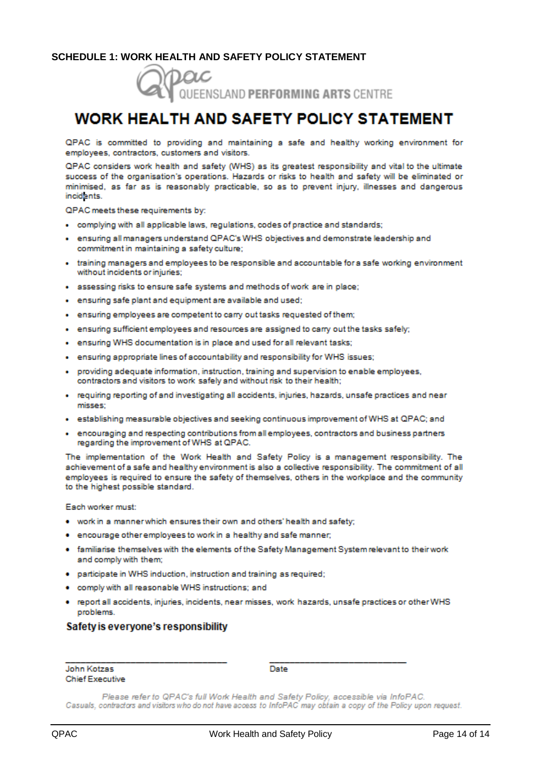## SCHEDULE 1: WORK HEALTH AND SAFETY POLICY STATEMENT

QPAC QUEENSLAND PERFORMING ARTS CENTRE

# WORK HEALTH AND SAFETY POLICY STATEMENT

QPAC is committed to providing and maintaining a safe and healthy working environment for employees, contractors, customers and visitors.

QPAC considers work health and safety (WHS) as its greatest responsibility and vital to the ultimate success of the organisation's operations. Hazards or risks to health and safety will be eliminated or minimised, as far as is reasonably practicable, so as to prevent injury, illnesses and dangerous incidents.

QPAC meets these requirements by:

- complying with all applicable laws, regulations, codes of practice and standards;
- ensuring all managers understand QPAC's WHS objectives and demonstrate leadership and commitment in maintaining a safety culture;
- training managers and employees to be responsible and accountable for a safe working environment without incidents or injuries;
- assessing risks to ensure safe systems and methods of work are in place;
- ensuring safe plant and equipment are available and used;
- ensuring employees are competent to carry out tasks requested of them;
- ensuring sufficient employees and resources are assigned to carry out the tasks safely;
- ensuring WHS documentation is in place and used for all relevant tasks;
- ensuring appropriate lines of accountability and responsibility for WHS issues;
- providing adequate information, instruction, training and supervision to enable employees, contractors and visitors to work safely and without risk to their health;
- requiring reporting of and investigating all accidents, injuries, hazards, unsafe practices and near misses;
- establishing measurable objectives and seeking continuous improvement of WHS at QPAC; and
- encouraging and respecting contributions from all employees, contractors and business partners regarding the improvement of WHS at QPAC.

The implementation of the Work Health and Safety Policy is a management responsibility. The achievement of a safe and healthy environment is also a collective responsibility. The commitment of all employees is required to ensure the safety of themselves, others in the workplace and the community to the highest possible standard.

Each worker must:

- work in a manner which ensures their own and others' health and safety;
- encourage other employees to work in a healthy and safe manner;
- familiarise themselves with the elements of the Safety Management System relevant to their work and comply with them;
- participate in WHS induction, instruction and training as required;
- comply with all reasonable WHS instructions; and
- report all accidents, injuries, incidents, near misses, work hazards, unsafe practices or other WHS problems.

**Safety is everyone's responsibility**

\_\_\_\_\_\_\_\_\_\_\_\_\_\_\_\_\_\_\_\_\_\_\_\_\_\_\_\_ \_\_\_\_\_\_\_\_\_\_\_\_\_\_\_\_\_\_\_\_\_\_\_\_\_\_\_\_

John Kotzas
Chief Executive

Date

*Please refer to QPAC's full Work Health and Safety Policy, accessible via InfoPAC.*
*Casuals, contractors and visitors who do not have access to InfoPAC may obtain a copy of the Policy upon request.*